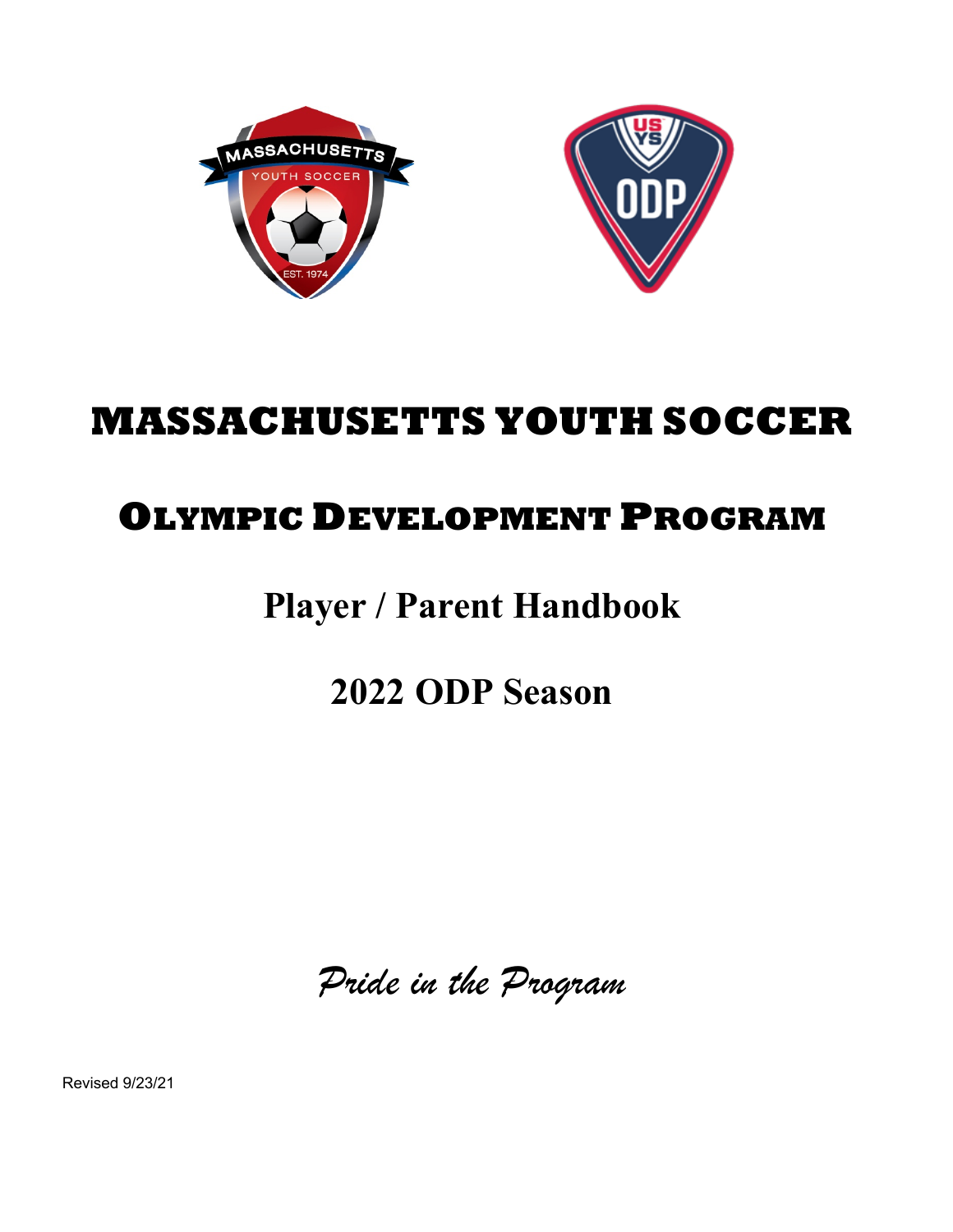# MASSACHUSETTS YOUTH SOCCER

## OLYMPIC DEVELOPMENT PROGRAM

## Player / Parent Handbook

## 2022 ODP Season

*Pride in the Program*

Revised 9/23/21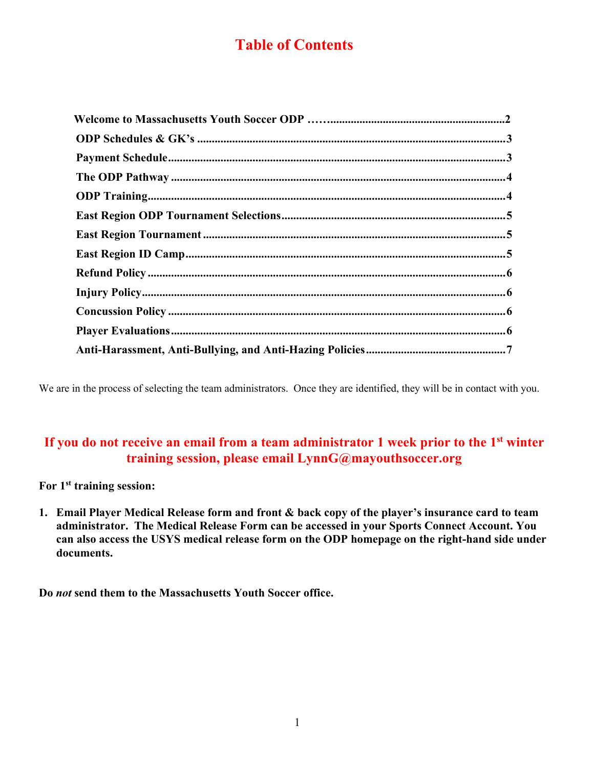# Table of Contents

| | |
|---|---|
| **Welcome to Massachusetts Youth Soccer ODP** | **2** |
| **ODP Schedules & GK's** | **3** |
| **Payment Schedule** | **3** |
| **The ODP Pathway** | **4** |
| **ODP Training** | **4** |
| **East Region ODP Tournament Selections** | **5** |
| **East Region Tournament** | **5** |
| **East Region ID Camp** | **5** |
| **Refund Policy** | **6** |
| **Injury Policy** | **6** |
| **Concussion Policy** | **6** |
| **Player Evaluations** | **6** |
| **Anti-Harassment, Anti-Bullying, and Anti-Hazing Policies** | **7** |

We are in the process of selecting the team administrators. Once they are identified, they will be in contact with you.

## If you do not receive an email from a team administrator 1 week prior to the 1st winter training session, please email LynnG@mayouthsoccer.org

**For 1st training session:**

1. **Email Player Medical Release form and front & back copy of the player's insurance card to team administrator. The Medical Release Form can be accessed in your Sports Connect Account. You can also access the USYS medical release form on the ODP homepage on the right-hand side under documents.**

**Do *not* send them to the Massachusetts Youth Soccer office.**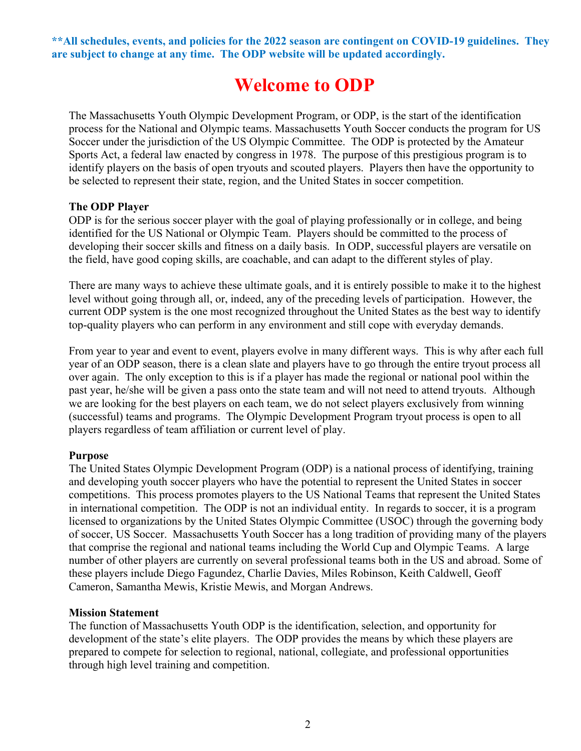**\*\*All schedules, events, and policies for the 2022 season are contingent on COVID-19 guidelines. They are subject to change at any time. The ODP website will be updated accordingly.**

# Welcome to ODP

The Massachusetts Youth Olympic Development Program, or ODP, is the start of the identification process for the National and Olympic teams. Massachusetts Youth Soccer conducts the program for US Soccer under the jurisdiction of the US Olympic Committee. The ODP is protected by the Amateur Sports Act, a federal law enacted by congress in 1978. The purpose of this prestigious program is to identify players on the basis of open tryouts and scouted players. Players then have the opportunity to be selected to represent their state, region, and the United States in soccer competition.

### The ODP Player

ODP is for the serious soccer player with the goal of playing professionally or in college, and being identified for the US National or Olympic Team. Players should be committed to the process of developing their soccer skills and fitness on a daily basis. In ODP, successful players are versatile on the field, have good coping skills, are coachable, and can adapt to the different styles of play.

There are many ways to achieve these ultimate goals, and it is entirely possible to make it to the highest level without going through all, or, indeed, any of the preceding levels of participation. However, the current ODP system is the one most recognized throughout the United States as the best way to identify top-quality players who can perform in any environment and still cope with everyday demands.

From year to year and event to event, players evolve in many different ways. This is why after each full year of an ODP season, there is a clean slate and players have to go through the entire tryout process all over again. The only exception to this is if a player has made the regional or national pool within the past year, he/she will be given a pass onto the state team and will not need to attend tryouts. Although we are looking for the best players on each team, we do not select players exclusively from winning (successful) teams and programs. The Olympic Development Program tryout process is open to all players regardless of team affiliation or current level of play.

### Purpose

The United States Olympic Development Program (ODP) is a national process of identifying, training and developing youth soccer players who have the potential to represent the United States in soccer competitions. This process promotes players to the US National Teams that represent the United States in international competition. The ODP is not an individual entity. In regards to soccer, it is a program licensed to organizations by the United States Olympic Committee (USOC) through the governing body of soccer, US Soccer. Massachusetts Youth Soccer has a long tradition of providing many of the players that comprise the regional and national teams including the World Cup and Olympic Teams. A large number of other players are currently on several professional teams both in the US and abroad. Some of these players include Diego Fagundez, Charlie Davies, Miles Robinson, Keith Caldwell, Geoff Cameron, Samantha Mewis, Kristie Mewis, and Morgan Andrews.

### Mission Statement

The function of Massachusetts Youth ODP is the identification, selection, and opportunity for development of the state's elite players. The ODP provides the means by which these players are prepared to compete for selection to regional, national, collegiate, and professional opportunities through high level training and competition.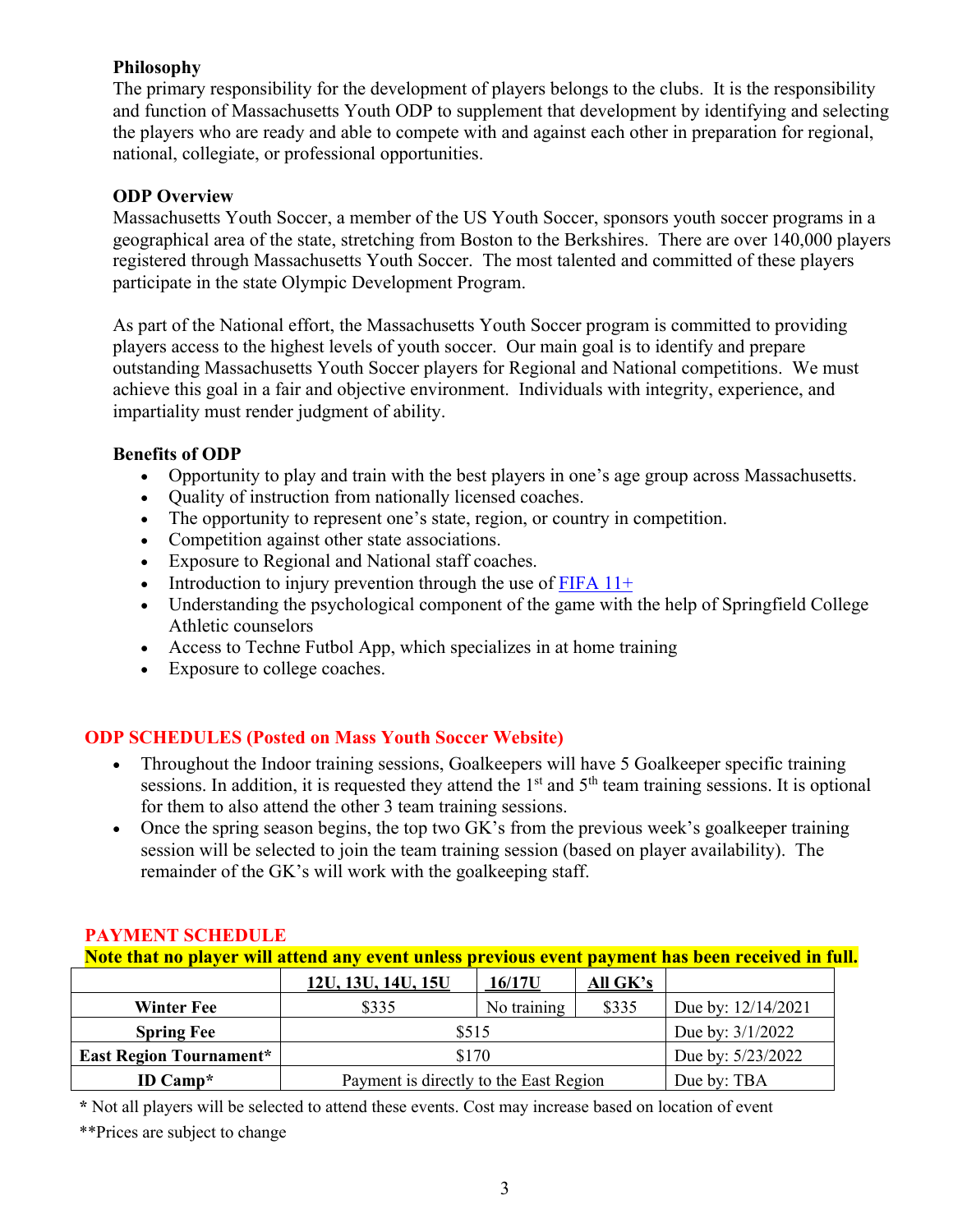### Philosophy

The primary responsibility for the development of players belongs to the clubs. It is the responsibility and function of Massachusetts Youth ODP to supplement that development by identifying and selecting the players who are ready and able to compete with and against each other in preparation for regional, national, collegiate, or professional opportunities.

### ODP Overview

Massachusetts Youth Soccer, a member of the US Youth Soccer, sponsors youth soccer programs in a geographical area of the state, stretching from Boston to the Berkshires. There are over 140,000 players registered through Massachusetts Youth Soccer. The most talented and committed of these players participate in the state Olympic Development Program.

As part of the National effort, the Massachusetts Youth Soccer program is committed to providing players access to the highest levels of youth soccer. Our main goal is to identify and prepare outstanding Massachusetts Youth Soccer players for Regional and National competitions. We must achieve this goal in a fair and objective environment. Individuals with integrity, experience, and impartiality must render judgment of ability.

### Benefits of ODP

- Opportunity to play and train with the best players in one's age group across Massachusetts.
- Quality of instruction from nationally licensed coaches.
- The opportunity to represent one's state, region, or country in competition.
- Competition against other state associations.
- Exposure to Regional and National staff coaches.
- Introduction to injury prevention through the use of FIFA 11+
- Understanding the psychological component of the game with the help of Springfield College Athletic counselors
- Access to Techne Futbol App, which specializes in at home training
- Exposure to college coaches.

## ODP SCHEDULES (Posted on Mass Youth Soccer Website)

- Throughout the Indoor training sessions, Goalkeepers will have 5 Goalkeeper specific training sessions. In addition, it is requested they attend the 1st and 5th team training sessions. It is optional for them to also attend the other 3 team training sessions.
- Once the spring season begins, the top two GK's from the previous week's goalkeeper training session will be selected to join the team training session (based on player availability). The remainder of the GK's will work with the goalkeeping staff.

## PAYMENT SCHEDULE

**Note that no player will attend any event unless previous event payment has been received in full.**

| | 12U, 13U, 14U, 15U | 16/17U | All GK's | |
|---|---|---|---|---|
| **Winter Fee** | $335 | No training | $335 | Due by: 12/14/2021 |
| **Spring Fee** | $515 | | | Due by: 3/1/2022 |
| **East Region Tournament*** | $170 | | | Due by: 5/23/2022 |
| **ID Camp*** | Payment is directly to the East Region | | | Due by: TBA |

**\*** Not all players will be selected to attend these events. Cost may increase based on location of event

**Prices are subject to change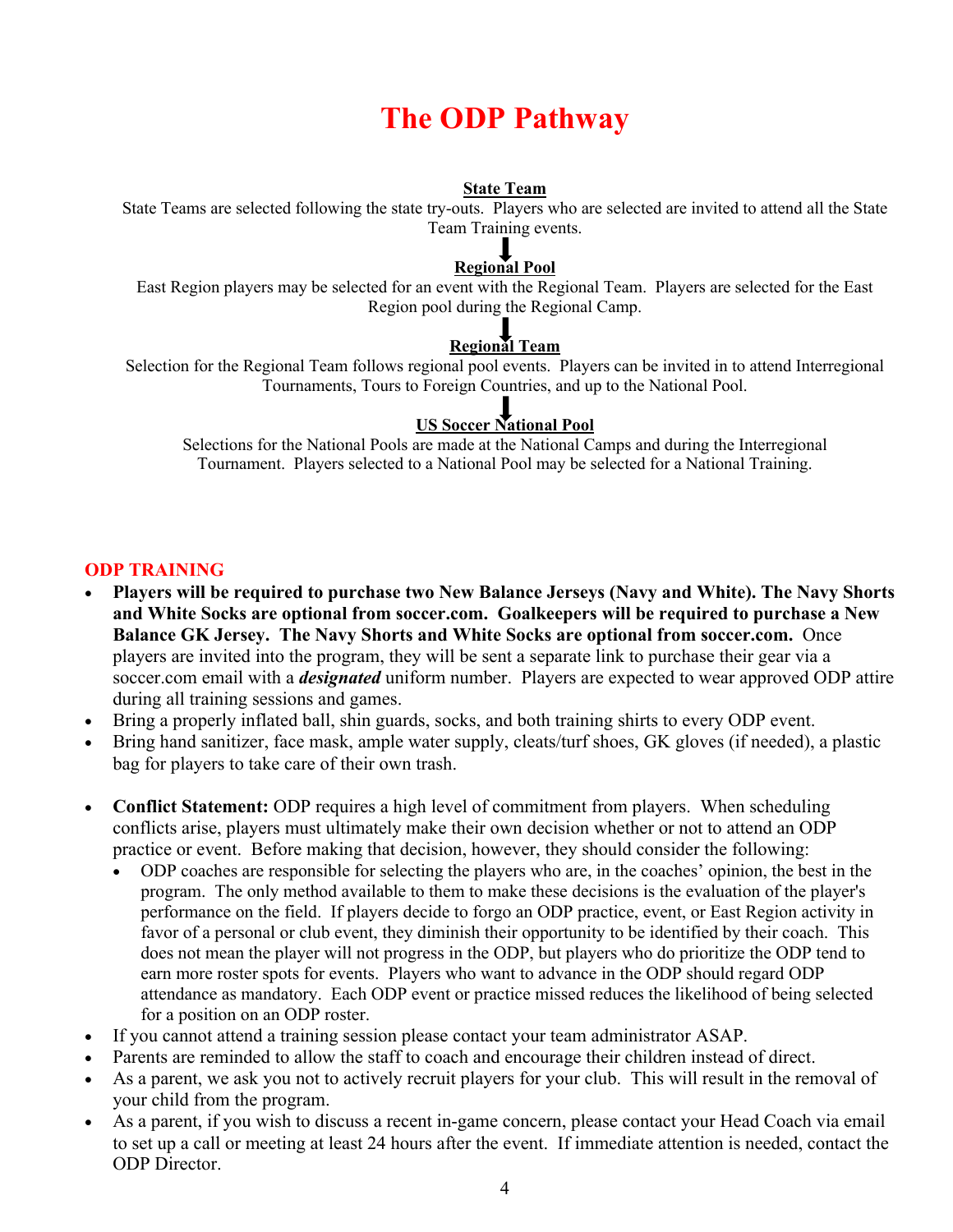# The ODP Pathway

**State Team**

State Teams are selected following the state try-outs. Players who are selected are invited to attend all the State Team Training events.

⬇

**Regional Pool**

East Region players may be selected for an event with the Regional Team. Players are selected for the East Region pool during the Regional Camp.

⬇

**Regional Team**

Selection for the Regional Team follows regional pool events. Players can be invited in to attend Interregional Tournaments, Tours to Foreign Countries, and up to the National Pool.

⬇

**US Soccer National Pool**

Selections for the National Pools are made at the National Camps and during the Interregional Tournament. Players selected to a National Pool may be selected for a National Training.

## ODP TRAINING

- **Players will be required to purchase two New Balance Jerseys (Navy and White). The Navy Shorts and White Socks are optional from soccer.com. Goalkeepers will be required to purchase a New Balance GK Jersey. The Navy Shorts and White Socks are optional from soccer.com.** Once players are invited into the program, they will be sent a separate link to purchase their gear via a soccer.com email with a ***designated*** uniform number. Players are expected to wear approved ODP attire during all training sessions and games.
- Bring a properly inflated ball, shin guards, socks, and both training shirts to every ODP event.
- Bring hand sanitizer, face mask, ample water supply, cleats/turf shoes, GK gloves (if needed), a plastic bag for players to take care of their own trash.
- **Conflict Statement:** ODP requires a high level of commitment from players. When scheduling conflicts arise, players must ultimately make their own decision whether or not to attend an ODP practice or event. Before making that decision, however, they should consider the following:
  - ODP coaches are responsible for selecting the players who are, in the coaches' opinion, the best in the program. The only method available to them to make these decisions is the evaluation of the player's performance on the field. If players decide to forgo an ODP practice, event, or East Region activity in favor of a personal or club event, they diminish their opportunity to be identified by their coach. This does not mean the player will not progress in the ODP, but players who do prioritize the ODP tend to earn more roster spots for events. Players who want to advance in the ODP should regard ODP attendance as mandatory. Each ODP event or practice missed reduces the likelihood of being selected for a position on an ODP roster.
- If you cannot attend a training session please contact your team administrator ASAP.
- Parents are reminded to allow the staff to coach and encourage their children instead of direct.
- As a parent, we ask you not to actively recruit players for your club. This will result in the removal of your child from the program.
- As a parent, if you wish to discuss a recent in-game concern, please contact your Head Coach via email to set up a call or meeting at least 24 hours after the event. If immediate attention is needed, contact the ODP Director.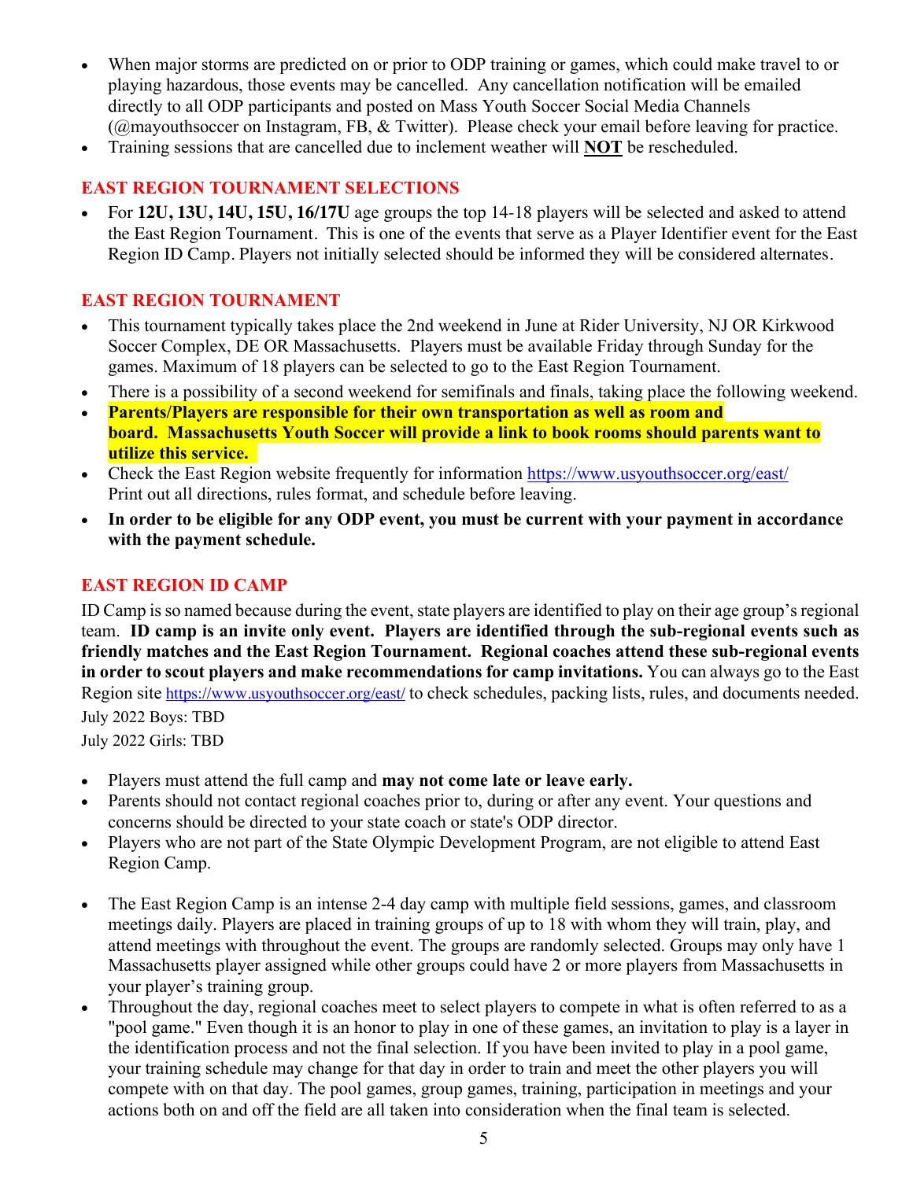- When major storms are predicted on or prior to ODP training or games, which could make travel to or playing hazardous, those events may be cancelled. Any cancellation notification will be emailed directly to all ODP participants and posted on Mass Youth Soccer Social Media Channels (@mayouthsoccer on Instagram, FB, & Twitter). Please check your email before leaving for practice.
- Training sessions that are cancelled due to inclement weather will **NOT** be rescheduled.

## EAST REGION TOURNAMENT SELECTIONS

- For **12U, 13U, 14U, 15U, 16/17U** age groups the top 14-18 players will be selected and asked to attend the East Region Tournament. This is one of the events that serve as a Player Identifier event for the East Region ID Camp. Players not initially selected should be informed they will be considered alternates.

## EAST REGION TOURNAMENT

- This tournament typically takes place the 2nd weekend in June at Rider University, NJ OR Kirkwood Soccer Complex, DE OR Massachusetts. Players must be available Friday through Sunday for the games. Maximum of 18 players can be selected to go to the East Region Tournament.
- There is a possibility of a second weekend for semifinals and finals, taking place the following weekend.
- **Parents/Players are responsible for their own transportation as well as room and board. Massachusetts Youth Soccer will provide a link to book rooms should parents want to utilize this service.**
- Check the East Region website frequently for information https://www.usyouthsoccer.org/east/ Print out all directions, rules format, and schedule before leaving.
- **In order to be eligible for any ODP event, you must be current with your payment in accordance with the payment schedule.**

## EAST REGION ID CAMP

ID Camp is so named because during the event, state players are identified to play on their age group's regional team. **ID camp is an invite only event. Players are identified through the sub-regional events such as friendly matches and the East Region Tournament. Regional coaches attend these sub-regional events in order to scout players and make recommendations for camp invitations.** You can always go to the East Region site https://www.usyouthsoccer.org/east/ to check schedules, packing lists, rules, and documents needed.

July 2022 Boys: TBD

July 2022 Girls: TBD

- Players must attend the full camp and **may not come late or leave early.**
- Parents should not contact regional coaches prior to, during or after any event. Your questions and concerns should be directed to your state coach or state's ODP director.
- Players who are not part of the State Olympic Development Program, are not eligible to attend East Region Camp.
- The East Region Camp is an intense 2-4 day camp with multiple field sessions, games, and classroom meetings daily. Players are placed in training groups of up to 18 with whom they will train, play, and attend meetings with throughout the event. The groups are randomly selected. Groups may only have 1 Massachusetts player assigned while other groups could have 2 or more players from Massachusetts in your player's training group.
- Throughout the day, regional coaches meet to select players to compete in what is often referred to as a "pool game." Even though it is an honor to play in one of these games, an invitation to play is a layer in the identification process and not the final selection. If you have been invited to play in a pool game, your training schedule may change for that day in order to train and meet the other players you will compete with on that day. The pool games, group games, training, participation in meetings and your actions both on and off the field are all taken into consideration when the final team is selected.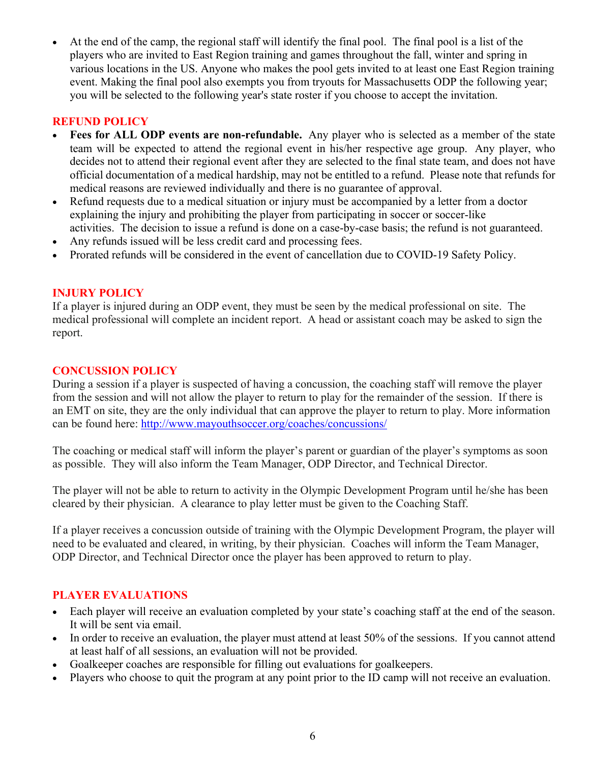- At the end of the camp, the regional staff will identify the final pool. The final pool is a list of the players who are invited to East Region training and games throughout the fall, winter and spring in various locations in the US. Anyone who makes the pool gets invited to at least one East Region training event. Making the final pool also exempts you from tryouts for Massachusetts ODP the following year; you will be selected to the following year's state roster if you choose to accept the invitation.

## REFUND POLICY

- **Fees for ALL ODP events are non-refundable.** Any player who is selected as a member of the state team will be expected to attend the regional event in his/her respective age group. Any player, who decides not to attend their regional event after they are selected to the final state team, and does not have official documentation of a medical hardship, may not be entitled to a refund. Please note that refunds for medical reasons are reviewed individually and there is no guarantee of approval.
- Refund requests due to a medical situation or injury must be accompanied by a letter from a doctor explaining the injury and prohibiting the player from participating in soccer or soccer-like activities. The decision to issue a refund is done on a case-by-case basis; the refund is not guaranteed.
- Any refunds issued will be less credit card and processing fees.
- Prorated refunds will be considered in the event of cancellation due to COVID-19 Safety Policy.

## INJURY POLICY

If a player is injured during an ODP event, they must be seen by the medical professional on site. The medical professional will complete an incident report. A head or assistant coach may be asked to sign the report.

## CONCUSSION POLICY

During a session if a player is suspected of having a concussion, the coaching staff will remove the player from the session and will not allow the player to return to play for the remainder of the session. If there is an EMT on site, they are the only individual that can approve the player to return to play. More information can be found here: http://www.mayouthsoccer.org/coaches/concussions/

The coaching or medical staff will inform the player's parent or guardian of the player's symptoms as soon as possible. They will also inform the Team Manager, ODP Director, and Technical Director.

The player will not be able to return to activity in the Olympic Development Program until he/she has been cleared by their physician. A clearance to play letter must be given to the Coaching Staff.

If a player receives a concussion outside of training with the Olympic Development Program, the player will need to be evaluated and cleared, in writing, by their physician. Coaches will inform the Team Manager, ODP Director, and Technical Director once the player has been approved to return to play.

## PLAYER EVALUATIONS

- Each player will receive an evaluation completed by your state's coaching staff at the end of the season. It will be sent via email.
- In order to receive an evaluation, the player must attend at least 50% of the sessions. If you cannot attend at least half of all sessions, an evaluation will not be provided.
- Goalkeeper coaches are responsible for filling out evaluations for goalkeepers.
- Players who choose to quit the program at any point prior to the ID camp will not receive an evaluation.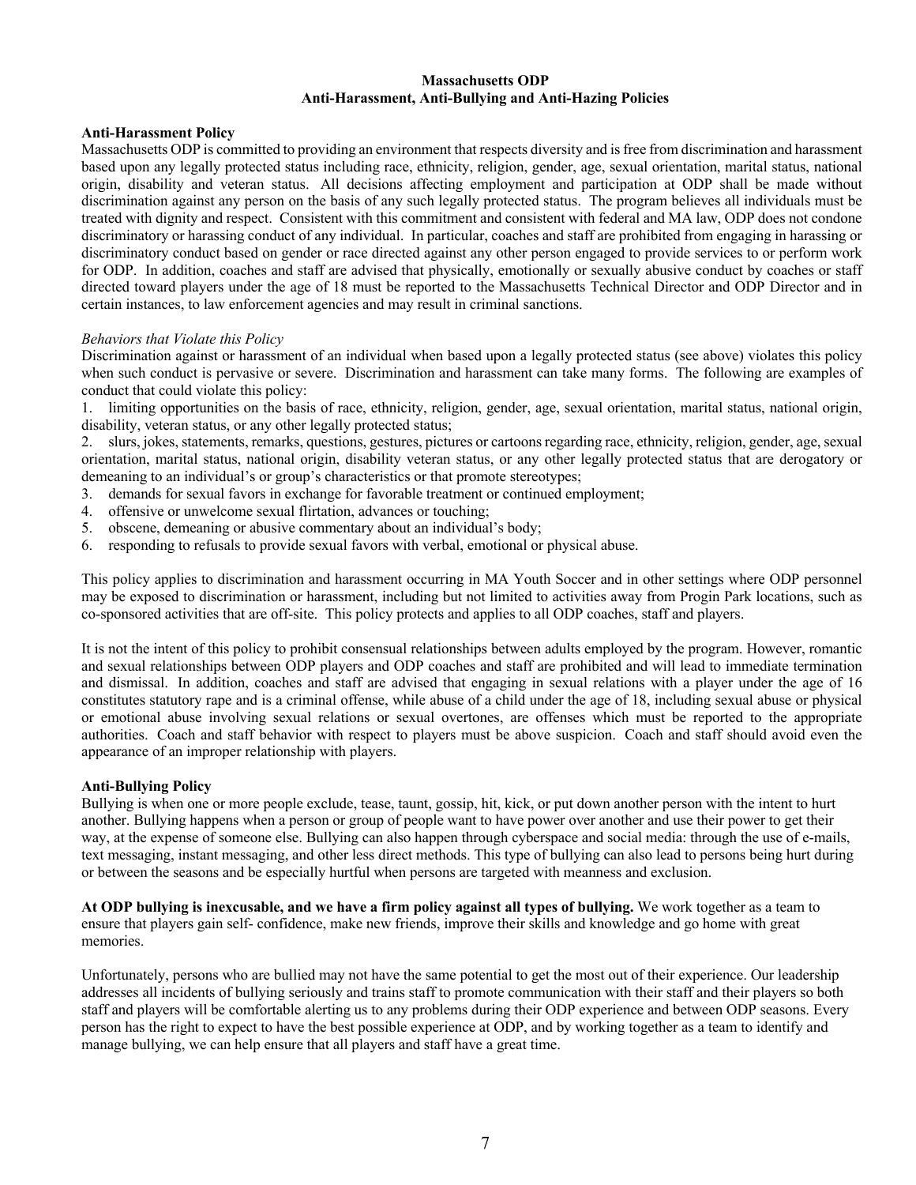# Massachusetts ODP
## Anti-Harassment, Anti-Bullying and Anti-Hazing Policies

### Anti-Harassment Policy

Massachusetts ODP is committed to providing an environment that respects diversity and is free from discrimination and harassment based upon any legally protected status including race, ethnicity, religion, gender, age, sexual orientation, marital status, national origin, disability and veteran status. All decisions affecting employment and participation at ODP shall be made without discrimination against any person on the basis of any such legally protected status. The program believes all individuals must be treated with dignity and respect. Consistent with this commitment and consistent with federal and MA law, ODP does not condone discriminatory or harassing conduct of any individual. In particular, coaches and staff are prohibited from engaging in harassing or discriminatory conduct based on gender or race directed against any other person engaged to provide services to or perform work for ODP. In addition, coaches and staff are advised that physically, emotionally or sexually abusive conduct by coaches or staff directed toward players under the age of 18 must be reported to the Massachusetts Technical Director and ODP Director and in certain instances, to law enforcement agencies and may result in criminal sanctions.

*Behaviors that Violate this Policy*

Discrimination against or harassment of an individual when based upon a legally protected status (see above) violates this policy when such conduct is pervasive or severe. Discrimination and harassment can take many forms. The following are examples of conduct that could violate this policy:

1. limiting opportunities on the basis of race, ethnicity, religion, gender, age, sexual orientation, marital status, national origin, disability, veteran status, or any other legally protected status;
2. slurs, jokes, statements, remarks, questions, gestures, pictures or cartoons regarding race, ethnicity, religion, gender, age, sexual orientation, marital status, national origin, disability veteran status, or any other legally protected status that are derogatory or demeaning to an individual's or group's characteristics or that promote stereotypes;
3. demands for sexual favors in exchange for favorable treatment or continued employment;
4. offensive or unwelcome sexual flirtation, advances or touching;
5. obscene, demeaning or abusive commentary about an individual's body;
6. responding to refusals to provide sexual favors with verbal, emotional or physical abuse.

This policy applies to discrimination and harassment occurring in MA Youth Soccer and in other settings where ODP personnel may be exposed to discrimination or harassment, including but not limited to activities away from Progin Park locations, such as co-sponsored activities that are off-site. This policy protects and applies to all ODP coaches, staff and players.

It is not the intent of this policy to prohibit consensual relationships between adults employed by the program. However, romantic and sexual relationships between ODP players and ODP coaches and staff are prohibited and will lead to immediate termination and dismissal. In addition, coaches and staff are advised that engaging in sexual relations with a player under the age of 16 constitutes statutory rape and is a criminal offense, while abuse of a child under the age of 18, including sexual abuse or physical or emotional abuse involving sexual relations or sexual overtones, are offenses which must be reported to the appropriate authorities. Coach and staff behavior with respect to players must be above suspicion. Coach and staff should avoid even the appearance of an improper relationship with players.

### Anti-Bullying Policy

Bullying is when one or more people exclude, tease, taunt, gossip, hit, kick, or put down another person with the intent to hurt another. Bullying happens when a person or group of people want to have power over another and use their power to get their way, at the expense of someone else. Bullying can also happen through cyberspace and social media: through the use of e-mails, text messaging, instant messaging, and other less direct methods. This type of bullying can also lead to persons being hurt during or between the seasons and be especially hurtful when persons are targeted with meanness and exclusion.

**At ODP bullying is inexcusable, and we have a firm policy against all types of bullying.** We work together as a team to ensure that players gain self- confidence, make new friends, improve their skills and knowledge and go home with great memories.

Unfortunately, persons who are bullied may not have the same potential to get the most out of their experience. Our leadership addresses all incidents of bullying seriously and trains staff to promote communication with their staff and their players so both staff and players will be comfortable alerting us to any problems during their ODP experience and between ODP seasons. Every person has the right to expect to have the best possible experience at ODP, and by working together as a team to identify and manage bullying, we can help ensure that all players and staff have a great time.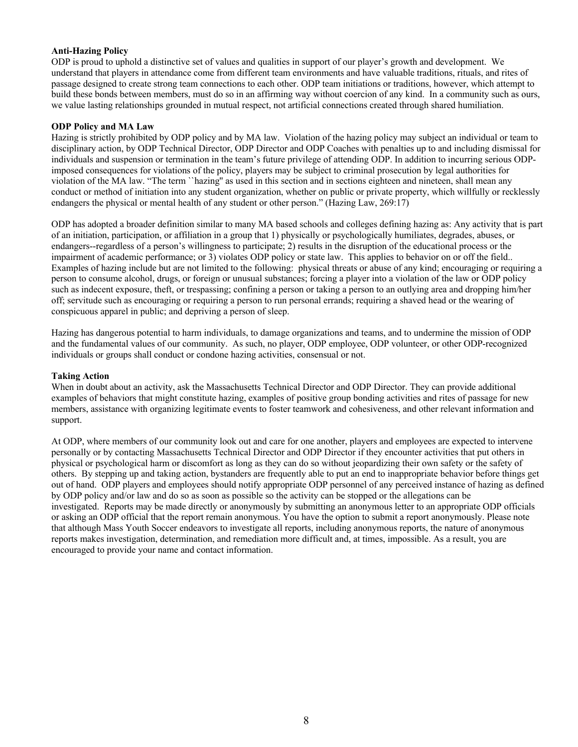**Anti-Hazing Policy**

ODP is proud to uphold a distinctive set of values and qualities in support of our player's growth and development. We understand that players in attendance come from different team environments and have valuable traditions, rituals, and rites of passage designed to create strong team connections to each other. ODP team initiations or traditions, however, which attempt to build these bonds between members, must do so in an affirming way without coercion of any kind. In a community such as ours, we value lasting relationships grounded in mutual respect, not artificial connections created through shared humiliation.

**ODP Policy and MA Law**

Hazing is strictly prohibited by ODP policy and by MA law. Violation of the hazing policy may subject an individual or team to disciplinary action, by ODP Technical Director, ODP Director and ODP Coaches with penalties up to and including dismissal for individuals and suspension or termination in the team's future privilege of attending ODP. In addition to incurring serious ODP-imposed consequences for violations of the policy, players may be subject to criminal prosecution by legal authorities for violation of the MA law. "The term ``hazing'' as used in this section and in sections eighteen and nineteen, shall mean any conduct or method of initiation into any student organization, whether on public or private property, which willfully or recklessly endangers the physical or mental health of any student or other person." (Hazing Law, 269:17)

ODP has adopted a broader definition similar to many MA based schools and colleges defining hazing as: Any activity that is part of an initiation, participation, or affiliation in a group that 1) physically or psychologically humiliates, degrades, abuses, or endangers--regardless of a person's willingness to participate; 2) results in the disruption of the educational process or the impairment of academic performance; or 3) violates ODP policy or state law. This applies to behavior on or off the field.. Examples of hazing include but are not limited to the following: physical threats or abuse of any kind; encouraging or requiring a person to consume alcohol, drugs, or foreign or unusual substances; forcing a player into a violation of the law or ODP policy such as indecent exposure, theft, or trespassing; confining a person or taking a person to an outlying area and dropping him/her off; servitude such as encouraging or requiring a person to run personal errands; requiring a shaved head or the wearing of conspicuous apparel in public; and depriving a person of sleep.

Hazing has dangerous potential to harm individuals, to damage organizations and teams, and to undermine the mission of ODP and the fundamental values of our community. As such, no player, ODP employee, ODP volunteer, or other ODP-recognized individuals or groups shall conduct or condone hazing activities, consensual or not.

**Taking Action**

When in doubt about an activity, ask the Massachusetts Technical Director and ODP Director. They can provide additional examples of behaviors that might constitute hazing, examples of positive group bonding activities and rites of passage for new members, assistance with organizing legitimate events to foster teamwork and cohesiveness, and other relevant information and support.

At ODP, where members of our community look out and care for one another, players and employees are expected to intervene personally or by contacting Massachusetts Technical Director and ODP Director if they encounter activities that put others in physical or psychological harm or discomfort as long as they can do so without jeopardizing their own safety or the safety of others. By stepping up and taking action, bystanders are frequently able to put an end to inappropriate behavior before things get out of hand. ODP players and employees should notify appropriate ODP personnel of any perceived instance of hazing as defined by ODP policy and/or law and do so as soon as possible so the activity can be stopped or the allegations can be investigated. Reports may be made directly or anonymously by submitting an anonymous letter to an appropriate ODP officials or asking an ODP official that the report remain anonymous. You have the option to submit a report anonymously. Please note that although Mass Youth Soccer endeavors to investigate all reports, including anonymous reports, the nature of anonymous reports makes investigation, determination, and remediation more difficult and, at times, impossible. As a result, you are encouraged to provide your name and contact information.